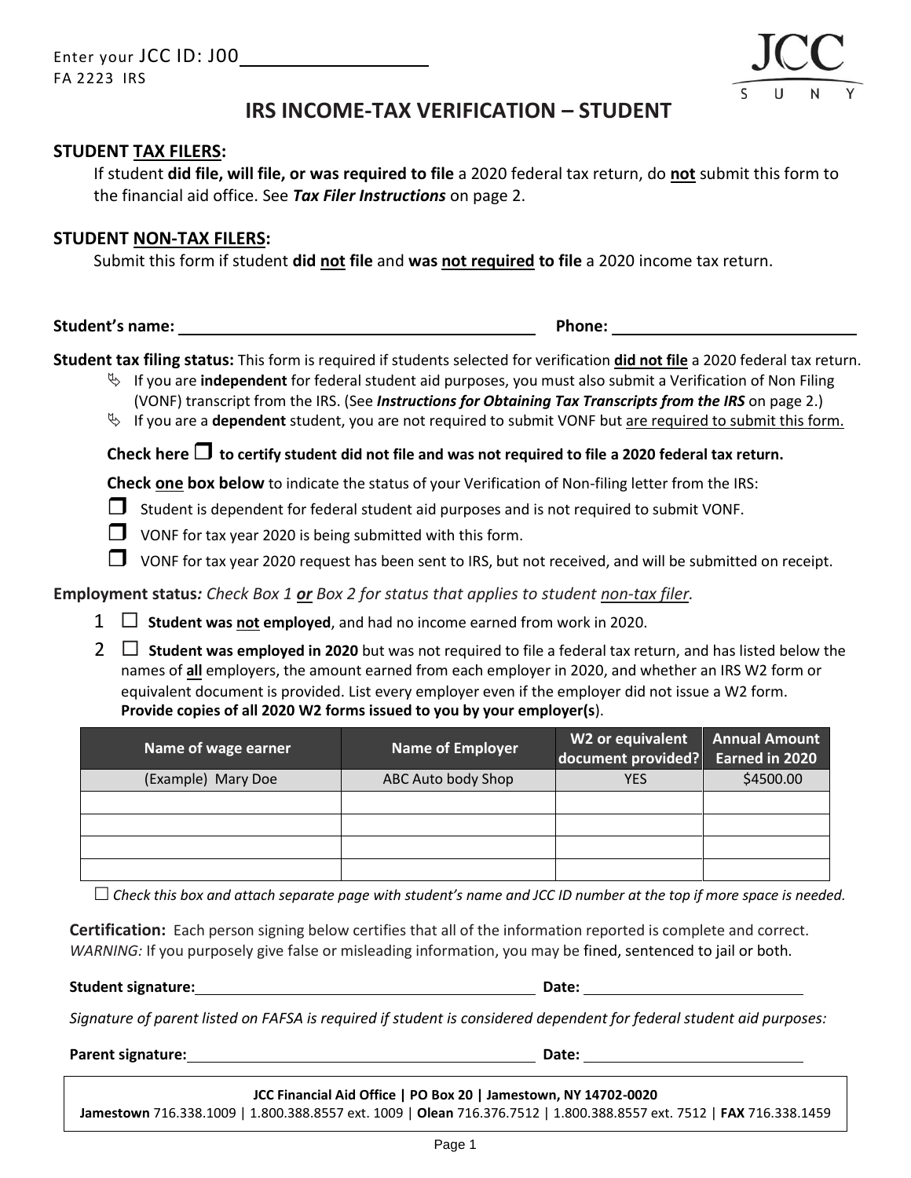Enter your JCC ID: J00\_\_\_\_\_\_\_\_\_\_\_\_\_\_\_\_\_\_

FA 2223 IRS

JCC SUNY

# IRS INCOME-TAX VERIFICATION – STUDENT

## STUDENT TAX FILERS:

If student **did file, will file, or was required to file** a 2020 federal tax return, do **not** submit this form to the financial aid office. See ***Tax Filer Instructions*** on page 2.

## STUDENT NON-TAX FILERS:

Submit this form if student **did not file** and **was not required to file** a 2020 income tax return.

**Student's name:** \_\_\_\_\_\_\_\_\_\_\_\_\_\_\_\_\_\_\_\_\_\_\_\_\_\_\_\_\_\_\_\_ **Phone:** \_\_\_\_\_\_\_\_\_\_\_\_\_\_\_\_\_\_\_\_

**Student tax filing status:** This form is required if students selected for verification **did not file** a 2020 federal tax return.

- If you are **independent** for federal student aid purposes, you must also submit a Verification of Non Filing (VONF) transcript from the IRS. (See ***Instructions for Obtaining Tax Transcripts from the IRS*** on page 2.)
- If you are a **dependent** student, you are not required to submit VONF but are required to submit this form.

**Check here ☐ to certify student did not file and was not required to file a 2020 federal tax return.**

**Check one box below** to indicate the status of your Verification of Non-filing letter from the IRS:

- ☐ Student is dependent for federal student aid purposes and is not required to submit VONF.
- ☐ VONF for tax year 2020 is being submitted with this form.
- ☐ VONF for tax year 2020 request has been sent to IRS, but not received, and will be submitted on receipt.

**Employment status***: Check Box 1* ***or*** *Box 2 for status that applies to student non-tax filer.*

1 ☐ **Student was not employed**, and had no income earned from work in 2020.

2 ☐ **Student was employed in 2020** but was not required to file a federal tax return, and has listed below the names of **all** employers, the amount earned from each employer in 2020, and whether an IRS W2 form or equivalent document is provided. List every employer even if the employer did not issue a W2 form. **Provide copies of all 2020 W2 forms issued to you by your employer(s)**.

| Name of wage earner | Name of Employer | W2 or equivalent document provided? | Annual Amount Earned in 2020 |
|---|---|---|---|
| (Example) Mary Doe | ABC Auto body Shop | YES | $4500.00 |
| | | | |
| | | | |
| | | | |
| | | | |

☐ *Check this box and attach separate page with student's name and JCC ID number at the top if more space is needed.*

**Certification:** Each person signing below certifies that all of the information reported is complete and correct. *WARNING:* If you purposely give false or misleading information, you may be fined, sentenced to jail or both.

**Student signature:** \_\_\_\_\_\_\_\_\_\_\_\_\_\_\_\_\_\_\_\_\_\_\_\_\_\_\_\_\_\_ **Date:** \_\_\_\_\_\_\_\_\_\_\_\_\_\_\_\_\_\_

*Signature of parent listed on FAFSA is required if student is considered dependent for federal student aid purposes:*

**Parent signature:** \_\_\_\_\_\_\_\_\_\_\_\_\_\_\_\_\_\_\_\_\_\_\_\_\_\_\_\_\_\_ **Date:** \_\_\_\_\_\_\_\_\_\_\_\_\_\_\_\_\_\_

**JCC Financial Aid Office | PO Box 20 | Jamestown, NY 14702-0020**

**Jamestown** 716.338.1009 | 1.800.388.8557 ext. 1009 | **Olean** 716.376.7512 | 1.800.388.8557 ext. 7512 | **FAX** 716.338.1459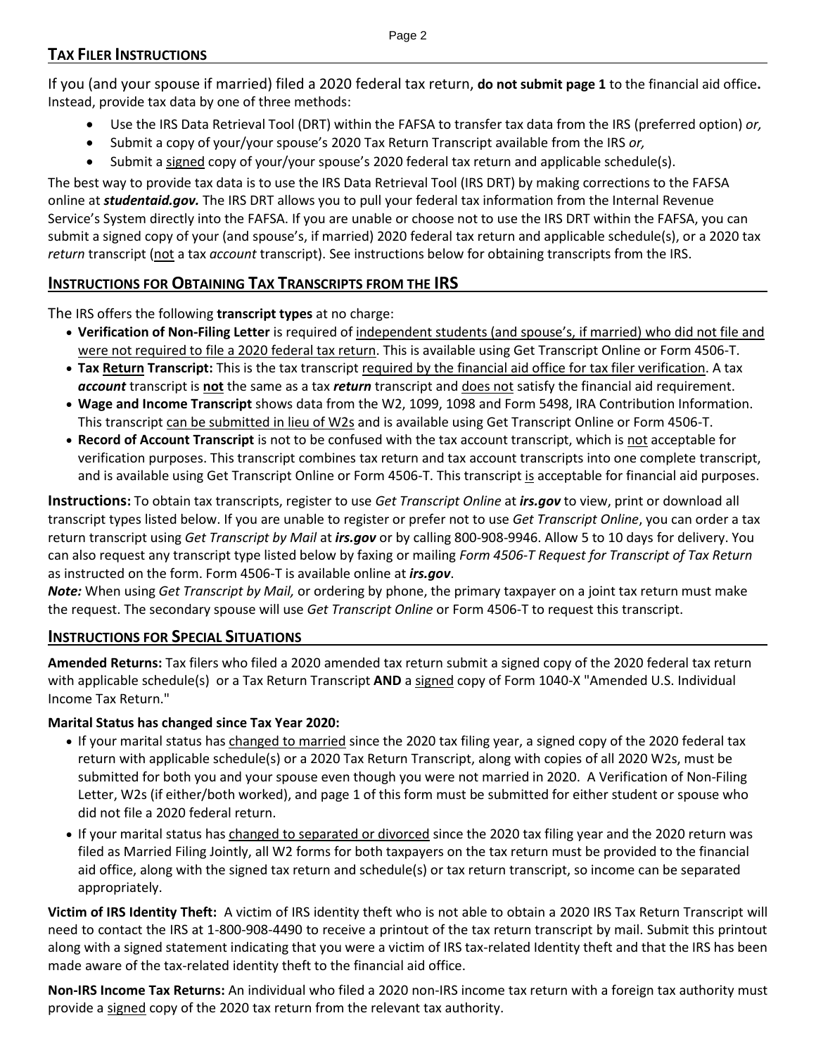## TAX FILER INSTRUCTIONS

If you (and your spouse if married) filed a 2020 federal tax return, **do not submit page 1** to the financial aid office**.** Instead, provide tax data by one of three methods:

- Use the IRS Data Retrieval Tool (DRT) within the FAFSA to transfer tax data from the IRS (preferred option) *or,*
- Submit a copy of your/your spouse's 2020 Tax Return Transcript available from the IRS *or,*
- Submit a signed copy of your/your spouse's 2020 federal tax return and applicable schedule(s).

The best way to provide tax data is to use the IRS Data Retrieval Tool (IRS DRT) by making corrections to the FAFSA online at ***studentaid.gov.*** The IRS DRT allows you to pull your federal tax information from the Internal Revenue Service's System directly into the FAFSA. If you are unable or choose not to use the IRS DRT within the FAFSA, you can submit a signed copy of your (and spouse's, if married) 2020 federal tax return and applicable schedule(s), or a 2020 tax *return* transcript (not a tax *account* transcript). See instructions below for obtaining transcripts from the IRS.

## INSTRUCTIONS FOR OBTAINING TAX TRANSCRIPTS FROM THE IRS

The IRS offers the following **transcript types** at no charge:

- **Verification of Non-Filing Letter** is required of independent students (and spouse's, if married) who did not file and were not required to file a 2020 federal tax return. This is available using Get Transcript Online or Form 4506-T.
- **Tax Return Transcript:** This is the tax transcript required by the financial aid office for tax filer verification. A tax ***account*** transcript is **not** the same as a tax ***return*** transcript and does not satisfy the financial aid requirement.
- **Wage and Income Transcript** shows data from the W2, 1099, 1098 and Form 5498, IRA Contribution Information. This transcript can be submitted in lieu of W2s and is available using Get Transcript Online or Form 4506-T.
- **Record of Account Transcript** is not to be confused with the tax account transcript, which is not acceptable for verification purposes. This transcript combines tax return and tax account transcripts into one complete transcript, and is available using Get Transcript Online or Form 4506-T. This transcript is acceptable for financial aid purposes.

**Instructions:** To obtain tax transcripts, register to use *Get Transcript Online* at ***irs.gov*** to view, print or download all transcript types listed below. If you are unable to register or prefer not to use *Get Transcript Online*, you can order a tax return transcript using *Get Transcript by Mail* at ***irs.gov*** or by calling 800-908-9946. Allow 5 to 10 days for delivery. You can also request any transcript type listed below by faxing or mailing *Form 4506-T Request for Transcript of Tax Return* as instructed on the form. Form 4506-T is available online at ***irs.gov***.
***Note:*** When using *Get Transcript by Mail,* or ordering by phone, the primary taxpayer on a joint tax return must make the request. The secondary spouse will use *Get Transcript Online* or Form 4506-T to request this transcript.

## INSTRUCTIONS FOR SPECIAL SITUATIONS

**Amended Returns:** Tax filers who filed a 2020 amended tax return submit a signed copy of the 2020 federal tax return with applicable schedule(s) or a Tax Return Transcript **AND** a signed copy of Form 1040-X "Amended U.S. Individual Income Tax Return."

**Marital Status has changed since Tax Year 2020:**

- If your marital status has changed to married since the 2020 tax filing year, a signed copy of the 2020 federal tax return with applicable schedule(s) or a 2020 Tax Return Transcript, along with copies of all 2020 W2s, must be submitted for both you and your spouse even though you were not married in 2020. A Verification of Non-Filing Letter, W2s (if either/both worked), and page 1 of this form must be submitted for either student or spouse who did not file a 2020 federal return.
- If your marital status has changed to separated or divorced since the 2020 tax filing year and the 2020 return was filed as Married Filing Jointly, all W2 forms for both taxpayers on the tax return must be provided to the financial aid office, along with the signed tax return and schedule(s) or tax return transcript, so income can be separated appropriately.

**Victim of IRS Identity Theft:** A victim of IRS identity theft who is not able to obtain a 2020 IRS Tax Return Transcript will need to contact the IRS at 1-800-908-4490 to receive a printout of the tax return transcript by mail. Submit this printout along with a signed statement indicating that you were a victim of IRS tax-related Identity theft and that the IRS has been made aware of the tax-related identity theft to the financial aid office.

**Non-IRS Income Tax Returns:** An individual who filed a 2020 non-IRS income tax return with a foreign tax authority must provide a signed copy of the 2020 tax return from the relevant tax authority.